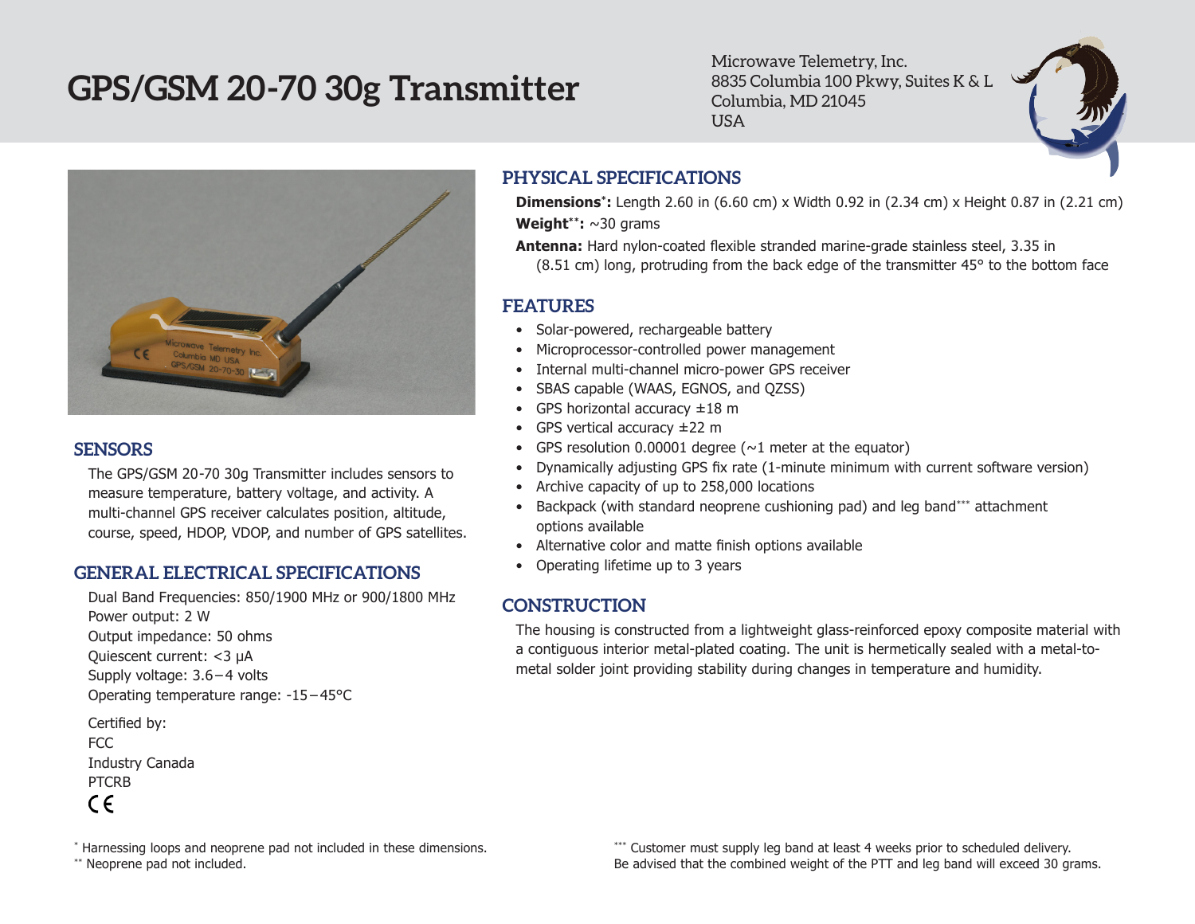# GPS/GSM 20-70 30g Transmitter

Microwave Telemetry, Inc.
8835 Columbia 100 Pkwy, Suites K & L
Columbia, MD 21045
USA

## SENSORS

The GPS/GSM 20-70 30g Transmitter includes sensors to measure temperature, battery voltage, and activity. A multi-channel GPS receiver calculates position, altitude, course, speed, HDOP, VDOP, and number of GPS satellites.

## GENERAL ELECTRICAL SPECIFICATIONS

Dual Band Frequencies: 850/1900 MHz or 900/1800 MHz
Power output: 2 W
Output impedance: 50 ohms
Quiescent current: <3 μA
Supply voltage: 3.6 – 4 volts
Operating temperature range: -15 – 45°C

Certified by:
FCC
Industry Canada
PTCRB
CE

## PHYSICAL SPECIFICATIONS

**Dimensions*:** Length 2.60 in (6.60 cm) x Width 0.92 in (2.34 cm) x Height 0.87 in (2.21 cm)

**Weight**:** ~30 grams

**Antenna:** Hard nylon-coated flexible stranded marine-grade stainless steel, 3.35 in (8.51 cm) long, protruding from the back edge of the transmitter 45° to the bottom face

## FEATURES

- Solar-powered, rechargeable battery
- Microprocessor-controlled power management
- Internal multi-channel micro-power GPS receiver
- SBAS capable (WAAS, EGNOS, and QZSS)
- GPS horizontal accuracy ±18 m
- GPS vertical accuracy ±22 m
- GPS resolution 0.00001 degree (~1 meter at the equator)
- Dynamically adjusting GPS fix rate (1-minute minimum with current software version)
- Archive capacity of up to 258,000 locations
- Backpack (with standard neoprene cushioning pad) and leg band*** attachment options available
- Alternative color and matte finish options available
- Operating lifetime up to 3 years

## CONSTRUCTION

The housing is constructed from a lightweight glass-reinforced epoxy composite material with a contiguous interior metal-plated coating. The unit is hermetically sealed with a metal-to-metal solder joint providing stability during changes in temperature and humidity.

* Harnessing loops and neoprene pad not included in these dimensions.
** Neoprene pad not included.

*** Customer must supply leg band at least 4 weeks prior to scheduled delivery.
Be advised that the combined weight of the PTT and leg band will exceed 30 grams.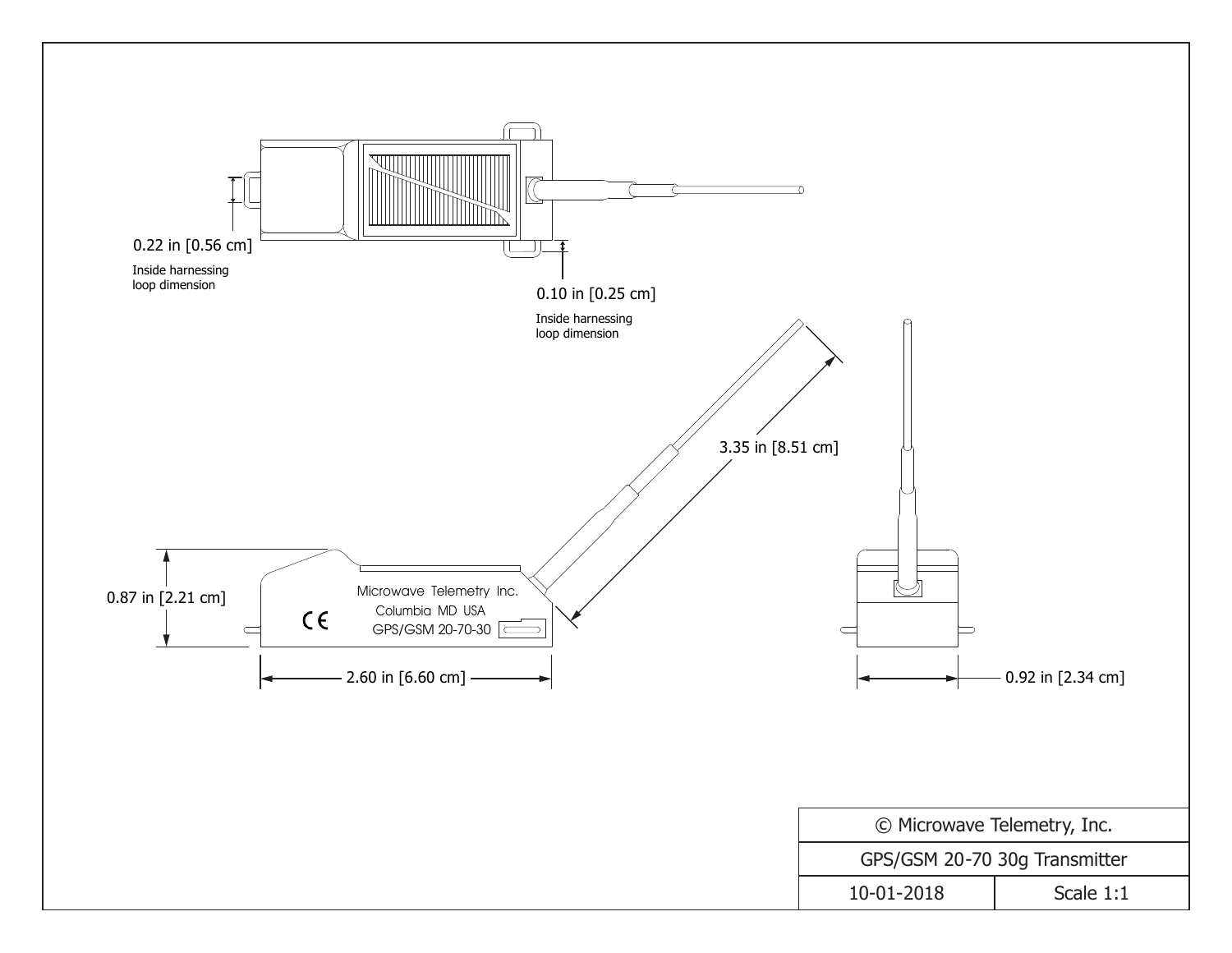0.22 in [0.56 cm]

Inside harnessing
loop dimension

0.10 in [0.25 cm]

Inside harnessing
loop dimension

3.35 in [8.51 cm]

0.87 in [2.21 cm]

Microwave Telemetry Inc.
Columbia MD USA
GPS/GSM 20-70-30

CE

2.60 in [6.60 cm]

0.92 in [2.34 cm]

| | |
|---|---|
| © Microwave Telemetry, Inc. | |
| GPS/GSM 20-70 30g Transmitter | |
| 10-01-2018 | Scale 1:1 |